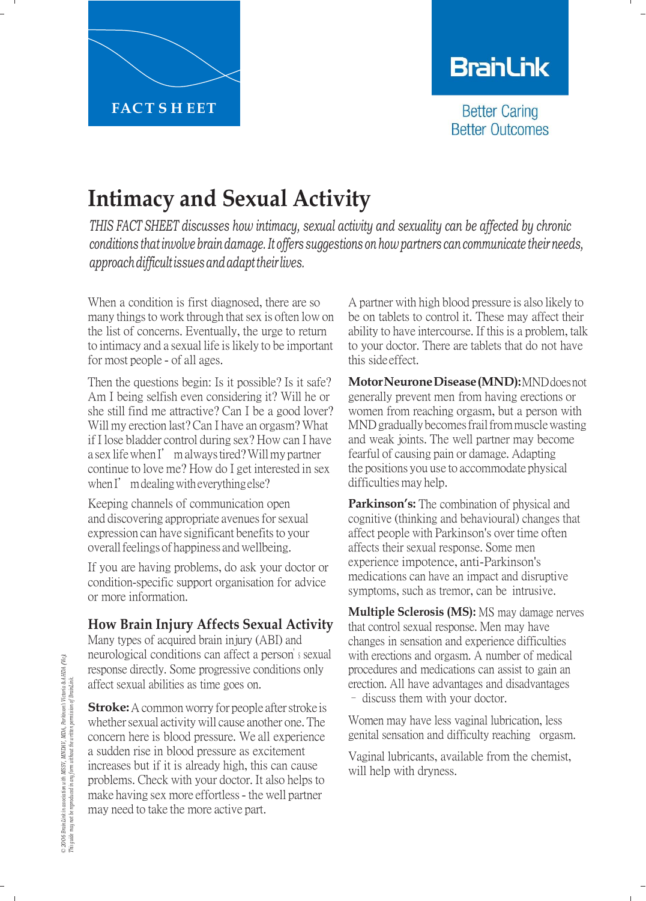FACT SHEET

BrainLink

Better Caring
Better Outcomes

# Intimacy and Sexual Activity

*THIS FACT SHEET discusses how intimacy, sexual activity and sexuality can be affected by chronic conditions that involve brain damage. It offers suggestions on how partners can communicate their needs, approach difficult issues and adapt their lives.*

When a condition is first diagnosed, there are so many things to work through that sex is often low on the list of concerns. Eventually, the urge to return to intimacy and a sexual life is likely to be important for most people - of all ages.

Then the questions begin: Is it possible? Is it safe? Am I being selfish even considering it? Will he or she still find me attractive? Can I be a good lover? Will my erection last? Can I have an orgasm? What if I lose bladder control during sex? How can I have a sex life when I'm always tired? Will my partner continue to love me? How do I get interested in sex when I'm dealing with everything else?

Keeping channels of communication open and discovering appropriate avenues for sexual expression can have significant benefits to your overall feelings of happiness and wellbeing.

If you are having problems, do ask your doctor or condition-specific support organisation for advice or more information.

## How Brain Injury Affects Sexual Activity

Many types of acquired brain injury (ABI) and neurological conditions can affect a person's sexual response directly. Some progressive conditions only affect sexual abilities as time goes on.

**Stroke:** A common worry for people after stroke is whether sexual activity will cause another one. The concern here is blood pressure. We all experience a sudden rise in blood pressure as excitement increases but if it is already high, this can cause problems. Check with your doctor. It also helps to make having sex more effortless - the well partner may need to take the more active part.

A partner with high blood pressure is also likely to be on tablets to control it. These may affect their ability to have intercourse. If this is a problem, talk to your doctor. There are tablets that do not have this side effect.

**Motor Neurone Disease (MND):** MND does not generally prevent men from having erections or women from reaching orgasm, but a person with MND gradually becomes frail from muscle wasting and weak joints. The well partner may become fearful of causing pain or damage. Adapting the positions you use to accommodate physical difficulties may help.

**Parkinson's:** The combination of physical and cognitive (thinking and behavioural) changes that affect people with Parkinson's over time often affects their sexual response. Some men experience impotence, anti-Parkinson's medications can have an impact and disruptive symptoms, such as tremor, can be intrusive.

**Multiple Sclerosis (MS):** MS may damage nerves that control sexual response. Men may have changes in sensation and experience difficulties with erections and orgasm. A number of medical procedures and medications can assist to gain an erection. All have advantages and disadvantages – discuss them with your doctor.

Women may have less vaginal lubrication, less genital sensation and difficulty reaching orgasm.

Vaginal lubricants, available from the chemist, will help with dryness.

*© 2006 BrainLink in association with MSSV, MNDAV, MDA, Parkinson's Victoria & AHDA (Vic). This guide may not be reproduced in any form without the written permission of BrainLink.*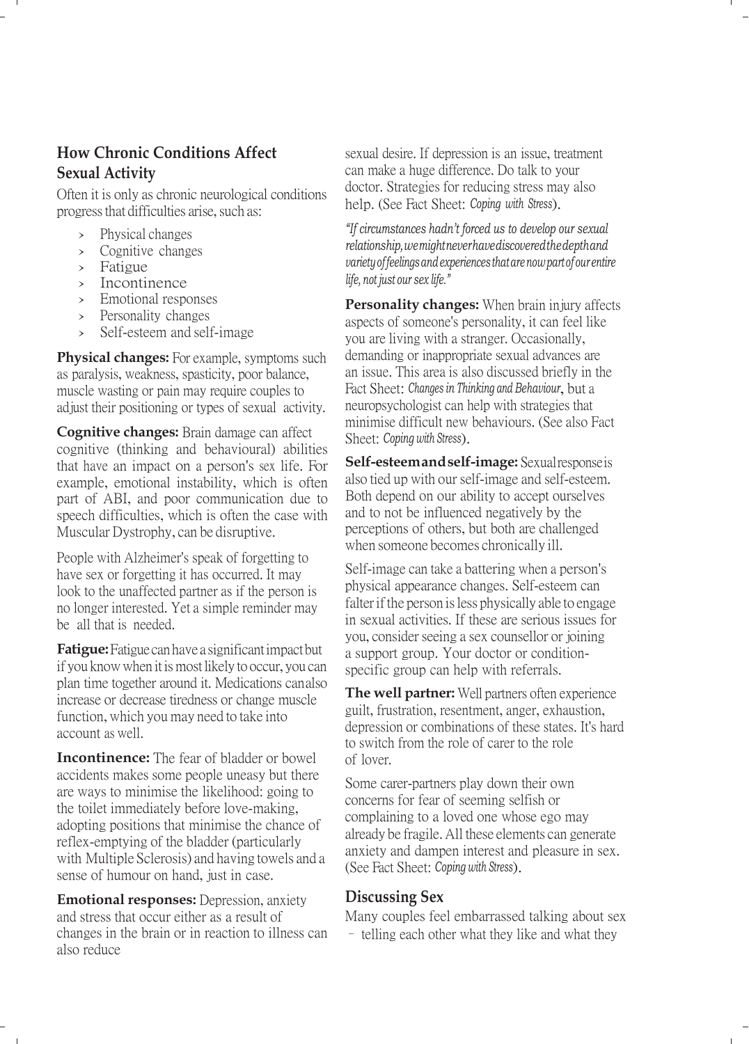## How Chronic Conditions Affect Sexual Activity

Often it is only as chronic neurological conditions progress that difficulties arise, such as:

- Physical changes
- Cognitive changes
- Fatigue
- Incontinence
- Emotional responses
- Personality changes
- Self-esteem and self-image

**Physical changes:** For example, symptoms such as paralysis, weakness, spasticity, poor balance, muscle wasting or pain may require couples to adjust their positioning or types of sexual activity.

**Cognitive changes:** Brain damage can affect cognitive (thinking and behavioural) abilities that have an impact on a person's sex life. For example, emotional instability, which is often part of ABI, and poor communication due to speech difficulties, which is often the case with Muscular Dystrophy, can be disruptive.

People with Alzheimer's speak of forgetting to have sex or forgetting it has occurred. It may look to the unaffected partner as if the person is no longer interested. Yet a simple reminder may be all that is needed.

**Fatigue:** Fatigue can have a significant impact but if you know when it is most likely to occur, you can plan time together around it. Medications can also increase or decrease tiredness or change muscle function, which you may need to take into account as well.

**Incontinence:** The fear of bladder or bowel accidents makes some people uneasy but there are ways to minimise the likelihood: going to the toilet immediately before love-making, adopting positions that minimise the chance of reflex-emptying of the bladder (particularly with Multiple Sclerosis) and having towels and a sense of humour on hand, just in case.

**Emotional responses:** Depression, anxiety and stress that occur either as a result of changes in the brain or in reaction to illness can also reduce sexual desire. If depression is an issue, treatment can make a huge difference. Do talk to your doctor. Strategies for reducing stress may also help. (See Fact Sheet: *Coping with Stress*).

*"If circumstances hadn't forced us to develop our sexual relationship, we might never have discovered the depth and variety of feelings and experiences that are now part of our entire life, not just our sex life."*

**Personality changes:** When brain injury affects aspects of someone's personality, it can feel like you are living with a stranger. Occasionally, demanding or inappropriate sexual advances are an issue. This area is also discussed briefly in the Fact Sheet: *Changes in Thinking and Behaviour*, but a neuropsychologist can help with strategies that minimise difficult new behaviours. (See also Fact Sheet: *Coping with Stress*).

**Self-esteem and self-image:** Sexual response is also tied up with our self-image and self-esteem. Both depend on our ability to accept ourselves and to not be influenced negatively by the perceptions of others, but both are challenged when someone becomes chronically ill.

Self-image can take a battering when a person's physical appearance changes. Self-esteem can falter if the person is less physically able to engage in sexual activities. If these are serious issues for you, consider seeing a sex counsellor or joining a support group. Your doctor or condition-specific group can help with referrals.

**The well partner:** Well partners often experience guilt, frustration, resentment, anger, exhaustion, depression or combinations of these states. It's hard to switch from the role of carer to the role of lover.

Some carer-partners play down their own concerns for fear of seeming selfish or complaining to a loved one whose ego may already be fragile. All these elements can generate anxiety and dampen interest and pleasure in sex. (See Fact Sheet: *Coping with Stress*).

## Discussing Sex

Many couples feel embarrassed talking about sex – telling each other what they like and what they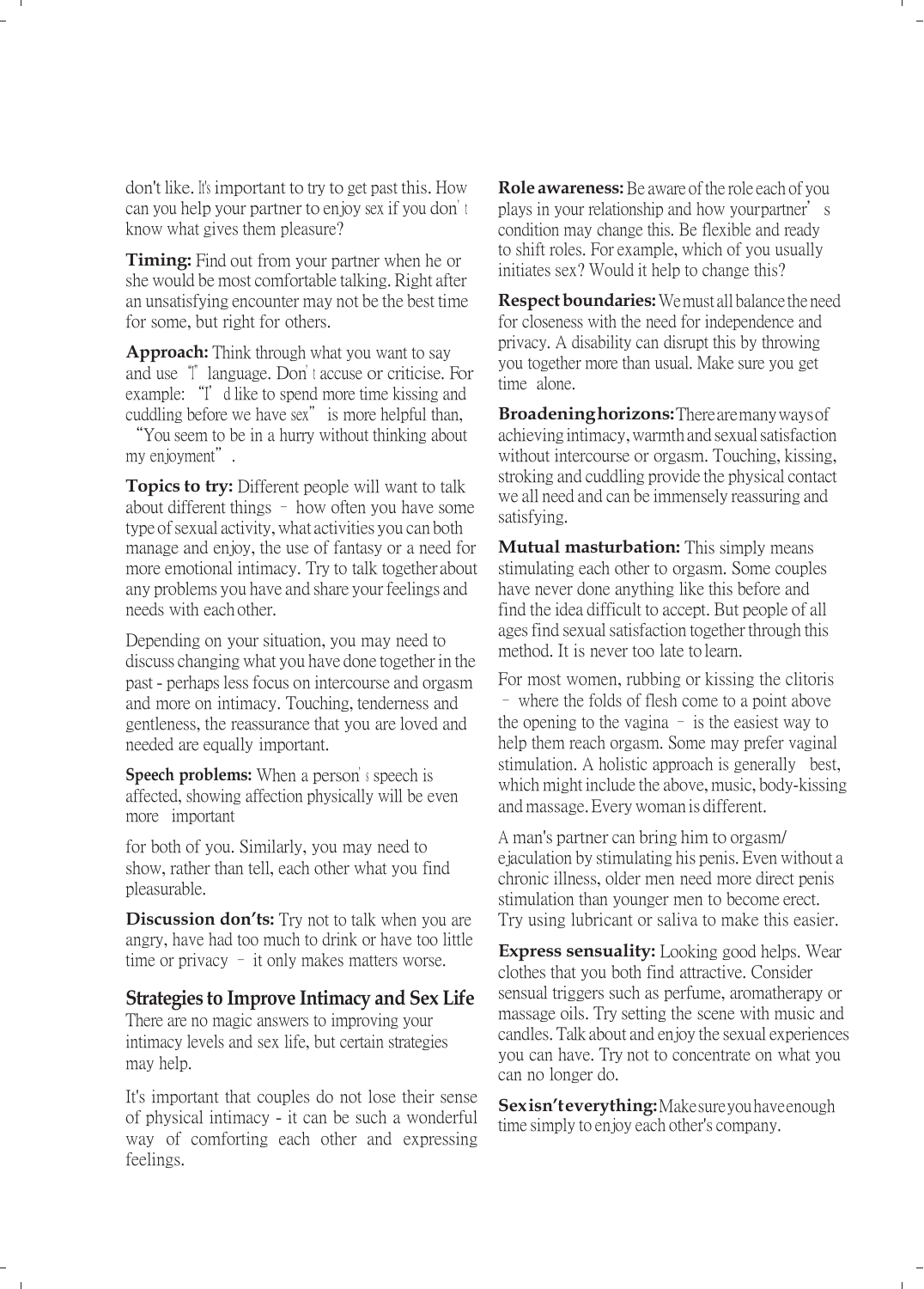don't like. It's important to try to get past this. How can you help your partner to enjoy sex if you don't know what gives them pleasure?

**Timing:** Find out from your partner when he or she would be most comfortable talking. Right after an unsatisfying encounter may not be the best time for some, but right for others.

**Approach:** Think through what you want to say and use "I" language. Don't accuse or criticise. For example: "I'd like to spend more time kissing and cuddling before we have sex" is more helpful than, "You seem to be in a hurry without thinking about my enjoyment".

**Topics to try:** Different people will want to talk about different things – how often you have some type of sexual activity, what activities you can both manage and enjoy, the use of fantasy or a need for more emotional intimacy. Try to talk together about any problems you have and share your feelings and needs with each other.

Depending on your situation, you may need to discuss changing what you have done together in the past - perhaps less focus on intercourse and orgasm and more on intimacy. Touching, tenderness and gentleness, the reassurance that you are loved and needed are equally important.

**Speech problems:** When a person's speech is affected, showing affection physically will be even more important

for both of you. Similarly, you may need to show, rather than tell, each other what you find pleasurable.

**Discussion don'ts:** Try not to talk when you are angry, have had too much to drink or have too little time or privacy – it only makes matters worse.

## Strategies to Improve Intimacy and Sex Life

There are no magic answers to improving your intimacy levels and sex life, but certain strategies may help.

It's important that couples do not lose their sense of physical intimacy - it can be such a wonderful way of comforting each other and expressing feelings.

**Role awareness:** Be aware of the role each of you plays in your relationship and how your partner's condition may change this. Be flexible and ready to shift roles. For example, which of you usually initiates sex? Would it help to change this?

**Respect boundaries:** We must all balance the need for closeness with the need for independence and privacy. A disability can disrupt this by throwing you together more than usual. Make sure you get time alone.

**Broadening horizons:** There are many ways of achieving intimacy, warmth and sexual satisfaction without intercourse or orgasm. Touching, kissing, stroking and cuddling provide the physical contact we all need and can be immensely reassuring and satisfying.

**Mutual masturbation:** This simply means stimulating each other to orgasm. Some couples have never done anything like this before and find the idea difficult to accept. But people of all ages find sexual satisfaction together through this method. It is never too late to learn.

For most women, rubbing or kissing the clitoris – where the folds of flesh come to a point above the opening to the vagina – is the easiest way to help them reach orgasm. Some may prefer vaginal stimulation. A holistic approach is generally best, which might include the above, music, body-kissing and massage. Every woman is different.

A man's partner can bring him to orgasm/ ejaculation by stimulating his penis. Even without a chronic illness, older men need more direct penis stimulation than younger men to become erect. Try using lubricant or saliva to make this easier.

**Express sensuality:** Looking good helps. Wear clothes that you both find attractive. Consider sensual triggers such as perfume, aromatherapy or massage oils. Try setting the scene with music and candles. Talk about and enjoy the sexual experiences you can have. Try not to concentrate on what you can no longer do.

**Sex isn't everything:** Make sure you have enough time simply to enjoy each other's company.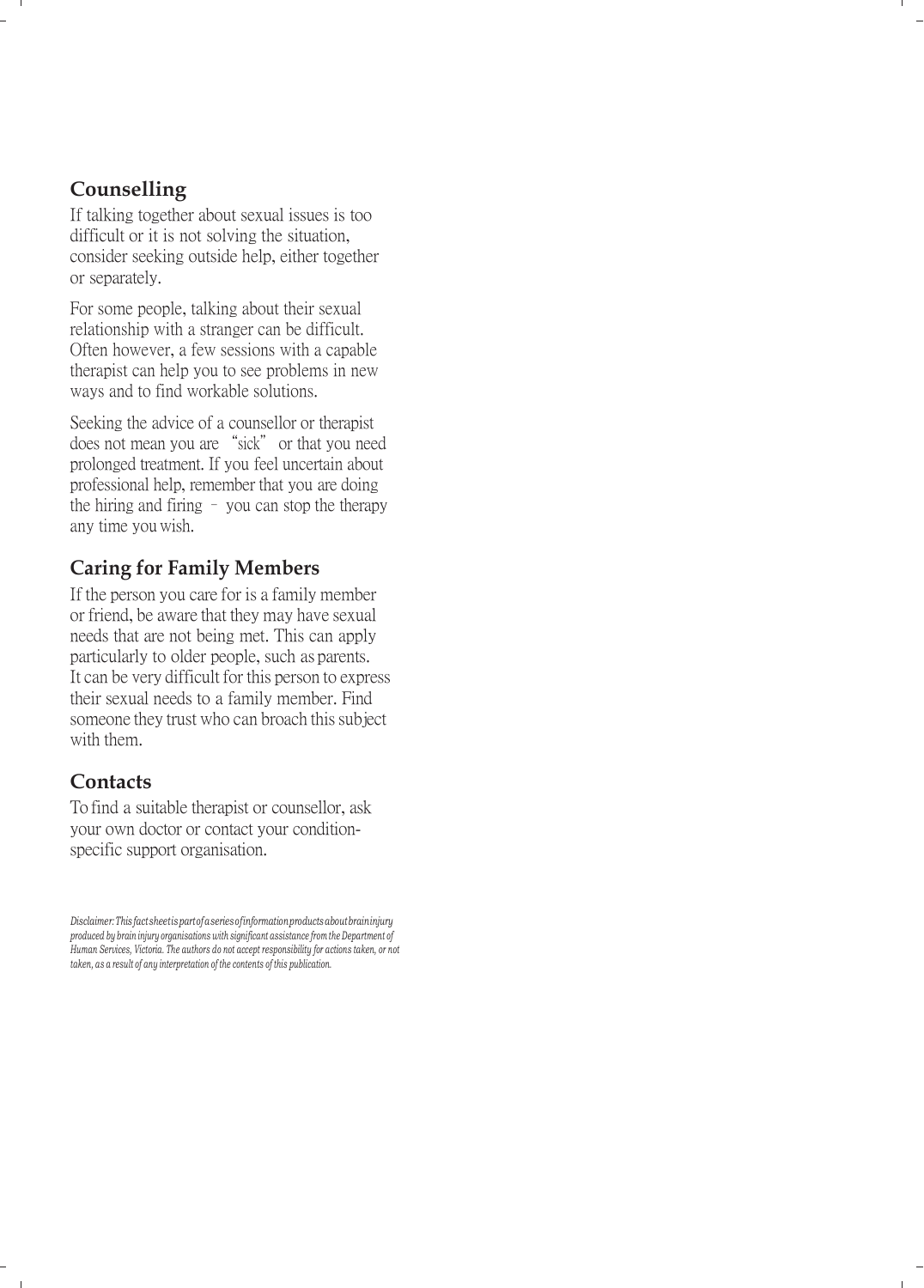## Counselling

If talking together about sexual issues is too difficult or it is not solving the situation, consider seeking outside help, either together or separately.

For some people, talking about their sexual relationship with a stranger can be difficult. Often however, a few sessions with a capable therapist can help you to see problems in new ways and to find workable solutions.

Seeking the advice of a counsellor or therapist does not mean you are "sick" or that you need prolonged treatment. If you feel uncertain about professional help, remember that you are doing the hiring and firing – you can stop the therapy any time you wish.

## Caring for Family Members

If the person you care for is a family member or friend, be aware that they may have sexual needs that are not being met. This can apply particularly to older people, such as parents. It can be very difficult for this person to express their sexual needs to a family member. Find someone they trust who can broach this subject with them.

## Contacts

To find a suitable therapist or counsellor, ask your own doctor or contact your condition-specific support organisation.

*Disclaimer: This fact sheet is part of a series of information products about brain injury produced by brain injury organisations with significant assistance from the Department of Human Services, Victoria. The authors do not accept responsibility for actions taken, or not taken, as a result of any interpretation of the contents of this publication.*